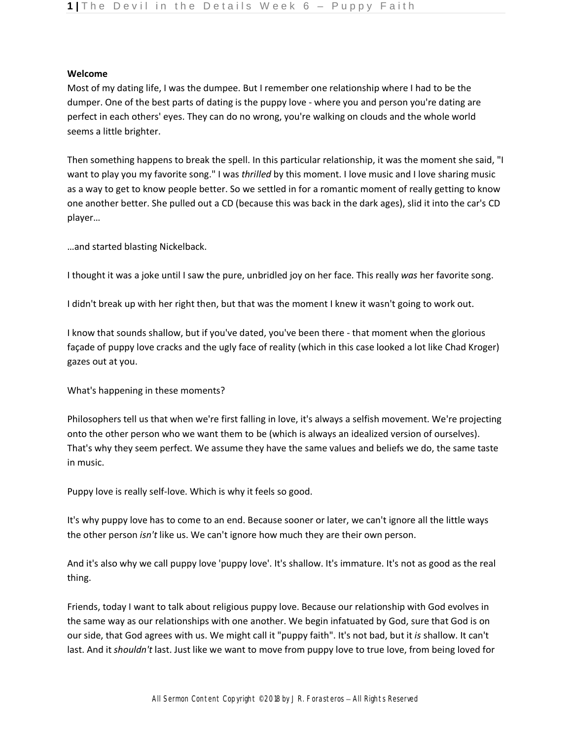**Welcome**

Most of my dating life, I was the dumpee. But I remember one relationship where I had to be the dumper. One of the best parts of dating is the puppy love - where you and person you're dating are perfect in each others' eyes. They can do no wrong, you're walking on clouds and the whole world seems a little brighter.

Then something happens to break the spell. In this particular relationship, it was the moment she said, "I want to play you my favorite song." I was *thrilled* by this moment. I love music and I love sharing music as a way to get to know people better. So we settled in for a romantic moment of really getting to know one another better. She pulled out a CD (because this was back in the dark ages), slid it into the car's CD player…

…and started blasting Nickelback.

I thought it was a joke until I saw the pure, unbridled joy on her face. This really *was* her favorite song.

I didn't break up with her right then, but that was the moment I knew it wasn't going to work out.

I know that sounds shallow, but if you've dated, you've been there - that moment when the glorious façade of puppy love cracks and the ugly face of reality (which in this case looked a lot like Chad Kroger) gazes out at you.

What's happening in these moments?

Philosophers tell us that when we're first falling in love, it's always a selfish movement. We're projecting onto the other person who we want them to be (which is always an idealized version of ourselves). That's why they seem perfect. We assume they have the same values and beliefs we do, the same taste in music.

Puppy love is really self-love. Which is why it feels so good.

It's why puppy love has to come to an end. Because sooner or later, we can't ignore all the little ways the other person *isn't* like us. We can't ignore how much they are their own person.

And it's also why we call puppy love 'puppy love'. It's shallow. It's immature. It's not as good as the real thing.

Friends, today I want to talk about religious puppy love. Because our relationship with God evolves in the same way as our relationships with one another. We begin infatuated by God, sure that God is on our side, that God agrees with us. We might call it "puppy faith". It's not bad, but it *is* shallow. It can't last. And it *shouldn't* last. Just like we want to move from puppy love to true love, from being loved for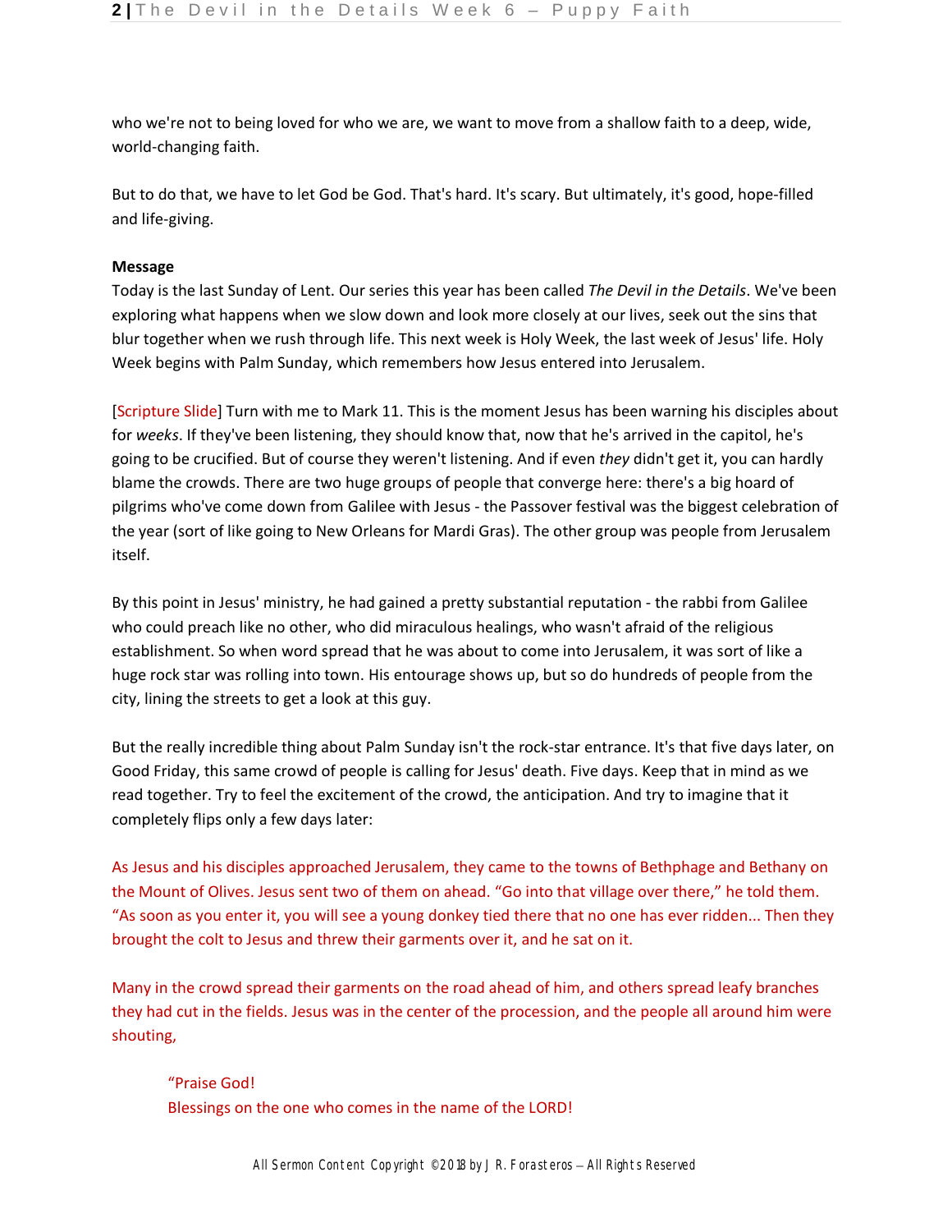who we're not to being loved for who we are, we want to move from a shallow faith to a deep, wide, world-changing faith.

But to do that, we have to let God be God. That's hard. It's scary. But ultimately, it's good, hope-filled and life-giving.

**Message**
Today is the last Sunday of Lent. Our series this year has been called *The Devil in the Details*. We've been exploring what happens when we slow down and look more closely at our lives, seek out the sins that blur together when we rush through life. This next week is Holy Week, the last week of Jesus' life. Holy Week begins with Palm Sunday, which remembers how Jesus entered into Jerusalem.

[Scripture Slide] Turn with me to Mark 11. This is the moment Jesus has been warning his disciples about for *weeks*. If they've been listening, they should know that, now that he's arrived in the capitol, he's going to be crucified. But of course they weren't listening. And if even *they* didn't get it, you can hardly blame the crowds. There are two huge groups of people that converge here: there's a big hoard of pilgrims who've come down from Galilee with Jesus - the Passover festival was the biggest celebration of the year (sort of like going to New Orleans for Mardi Gras). The other group was people from Jerusalem itself.

By this point in Jesus' ministry, he had gained a pretty substantial reputation - the rabbi from Galilee who could preach like no other, who did miraculous healings, who wasn't afraid of the religious establishment. So when word spread that he was about to come into Jerusalem, it was sort of like a huge rock star was rolling into town. His entourage shows up, but so do hundreds of people from the city, lining the streets to get a look at this guy.

But the really incredible thing about Palm Sunday isn't the rock-star entrance. It's that five days later, on Good Friday, this same crowd of people is calling for Jesus' death. Five days. Keep that in mind as we read together. Try to feel the excitement of the crowd, the anticipation. And try to imagine that it completely flips only a few days later:

As Jesus and his disciples approached Jerusalem, they came to the towns of Bethphage and Bethany on the Mount of Olives. Jesus sent two of them on ahead. "Go into that village over there," he told them. "As soon as you enter it, you will see a young donkey tied there that no one has ever ridden... Then they brought the colt to Jesus and threw their garments over it, and he sat on it.

Many in the crowd spread their garments on the road ahead of him, and others spread leafy branches they had cut in the fields. Jesus was in the center of the procession, and the people all around him were shouting,

> "Praise God!
> Blessings on the one who comes in the name of the LORD!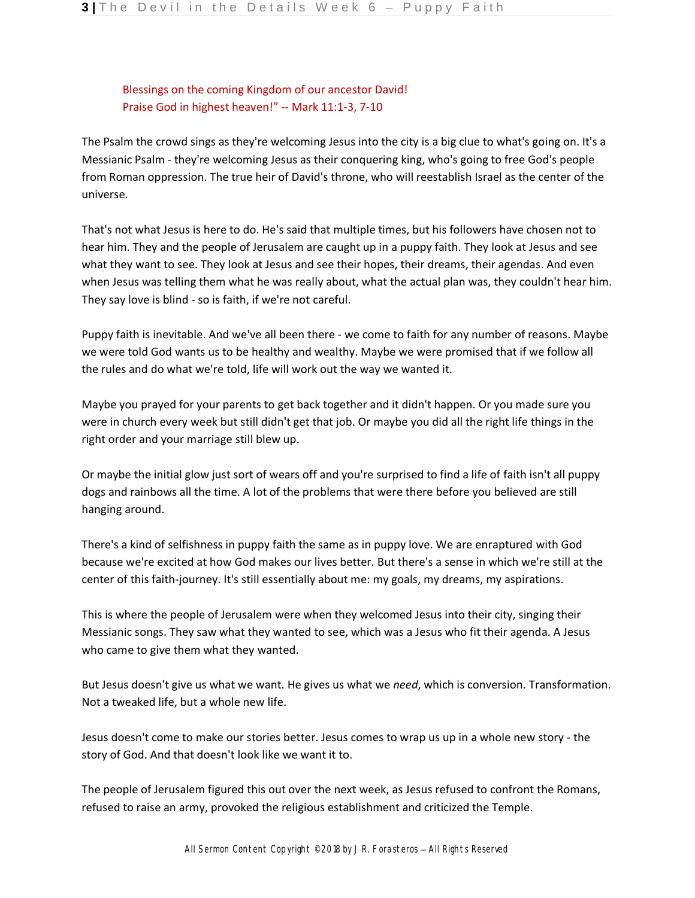Blessings on the coming Kingdom of our ancestor David!
Praise God in highest heaven!" -- Mark 11:1-3, 7-10

The Psalm the crowd sings as they're welcoming Jesus into the city is a big clue to what's going on. It's a Messianic Psalm - they're welcoming Jesus as their conquering king, who's going to free God's people from Roman oppression. The true heir of David's throne, who will reestablish Israel as the center of the universe.

That's not what Jesus is here to do. He's said that multiple times, but his followers have chosen not to hear him. They and the people of Jerusalem are caught up in a puppy faith. They look at Jesus and see what they want to see. They look at Jesus and see their hopes, their dreams, their agendas. And even when Jesus was telling them what he was really about, what the actual plan was, they couldn't hear him. They say love is blind - so is faith, if we're not careful.

Puppy faith is inevitable. And we've all been there - we come to faith for any number of reasons. Maybe we were told God wants us to be healthy and wealthy. Maybe we were promised that if we follow all the rules and do what we're told, life will work out the way we wanted it.

Maybe you prayed for your parents to get back together and it didn't happen. Or you made sure you were in church every week but still didn't get that job. Or maybe you did all the right life things in the right order and your marriage still blew up.

Or maybe the initial glow just sort of wears off and you're surprised to find a life of faith isn't all puppy dogs and rainbows all the time. A lot of the problems that were there before you believed are still hanging around.

There's a kind of selfishness in puppy faith the same as in puppy love. We are enraptured with God because we're excited at how God makes our lives better. But there's a sense in which we're still at the center of this faith-journey. It's still essentially about me: my goals, my dreams, my aspirations.

This is where the people of Jerusalem were when they welcomed Jesus into their city, singing their Messianic songs. They saw what they wanted to see, which was a Jesus who fit their agenda. A Jesus who came to give them what they wanted.

But Jesus doesn't give us what we want. He gives us what we *need*, which is conversion. Transformation. Not a tweaked life, but a whole new life.

Jesus doesn't come to make our stories better. Jesus comes to wrap us up in a whole new story - the story of God. And that doesn't look like we want it to.

The people of Jerusalem figured this out over the next week, as Jesus refused to confront the Romans, refused to raise an army, provoked the religious establishment and criticized the Temple.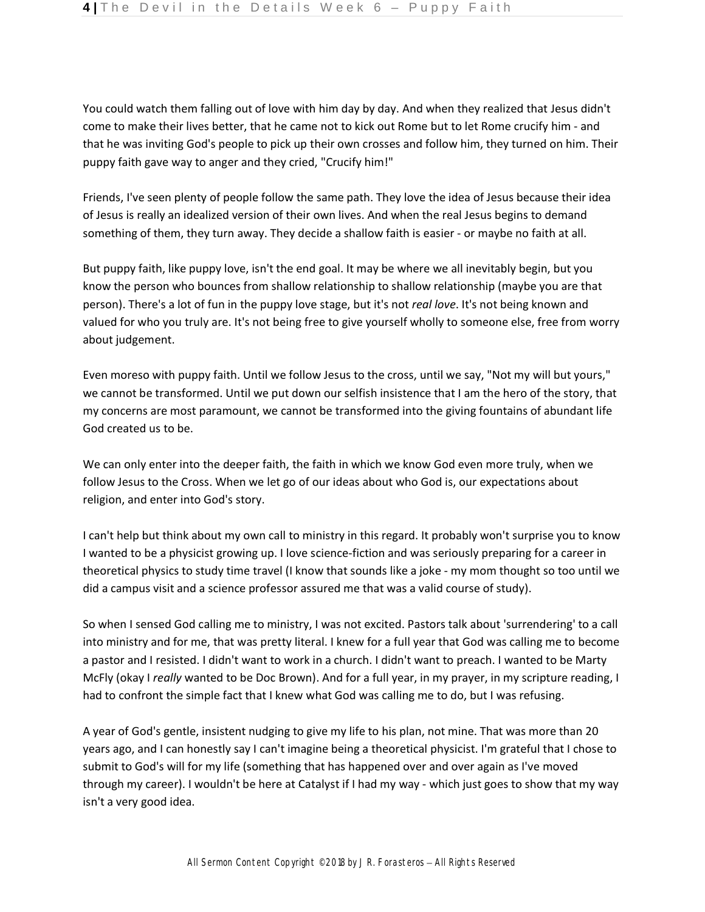You could watch them falling out of love with him day by day. And when they realized that Jesus didn't come to make their lives better, that he came not to kick out Rome but to let Rome crucify him - and that he was inviting God's people to pick up their own crosses and follow him, they turned on him. Their puppy faith gave way to anger and they cried, "Crucify him!"

Friends, I've seen plenty of people follow the same path. They love the idea of Jesus because their idea of Jesus is really an idealized version of their own lives. And when the real Jesus begins to demand something of them, they turn away. They decide a shallow faith is easier - or maybe no faith at all.

But puppy faith, like puppy love, isn't the end goal. It may be where we all inevitably begin, but you know the person who bounces from shallow relationship to shallow relationship (maybe you are that person). There's a lot of fun in the puppy love stage, but it's not *real love*. It's not being known and valued for who you truly are. It's not being free to give yourself wholly to someone else, free from worry about judgement.

Even moreso with puppy faith. Until we follow Jesus to the cross, until we say, "Not my will but yours," we cannot be transformed. Until we put down our selfish insistence that I am the hero of the story, that my concerns are most paramount, we cannot be transformed into the giving fountains of abundant life God created us to be.

We can only enter into the deeper faith, the faith in which we know God even more truly, when we follow Jesus to the Cross. When we let go of our ideas about who God is, our expectations about religion, and enter into God's story.

I can't help but think about my own call to ministry in this regard. It probably won't surprise you to know I wanted to be a physicist growing up. I love science-fiction and was seriously preparing for a career in theoretical physics to study time travel (I know that sounds like a joke - my mom thought so too until we did a campus visit and a science professor assured me that was a valid course of study).

So when I sensed God calling me to ministry, I was not excited. Pastors talk about 'surrendering' to a call into ministry and for me, that was pretty literal. I knew for a full year that God was calling me to become a pastor and I resisted. I didn't want to work in a church. I didn't want to preach. I wanted to be Marty McFly (okay I *really* wanted to be Doc Brown). And for a full year, in my prayer, in my scripture reading, I had to confront the simple fact that I knew what God was calling me to do, but I was refusing.

A year of God's gentle, insistent nudging to give my life to his plan, not mine. That was more than 20 years ago, and I can honestly say I can't imagine being a theoretical physicist. I'm grateful that I chose to submit to God's will for my life (something that has happened over and over again as I've moved through my career). I wouldn't be here at Catalyst if I had my way - which just goes to show that my way isn't a very good idea.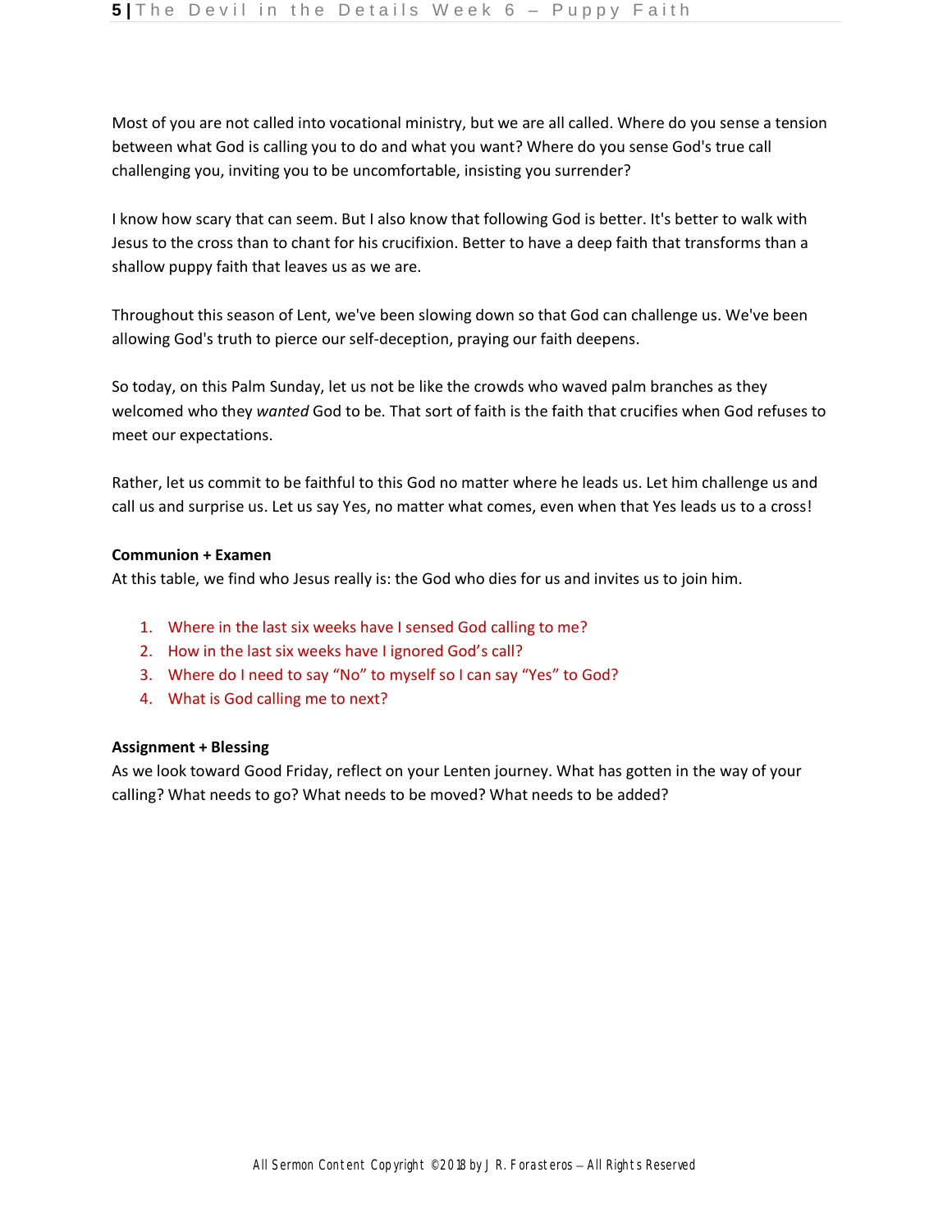Most of you are not called into vocational ministry, but we are all called. Where do you sense a tension between what God is calling you to do and what you want? Where do you sense God's true call challenging you, inviting you to be uncomfortable, insisting you surrender?

I know how scary that can seem. But I also know that following God is better. It's better to walk with Jesus to the cross than to chant for his crucifixion. Better to have a deep faith that transforms than a shallow puppy faith that leaves us as we are.

Throughout this season of Lent, we've been slowing down so that God can challenge us. We've been allowing God's truth to pierce our self-deception, praying our faith deepens.

So today, on this Palm Sunday, let us not be like the crowds who waved palm branches as they welcomed who they *wanted* God to be. That sort of faith is the faith that crucifies when God refuses to meet our expectations.

Rather, let us commit to be faithful to this God no matter where he leads us. Let him challenge us and call us and surprise us. Let us say Yes, no matter what comes, even when that Yes leads us to a cross!

**Communion + Examen**

At this table, we find who Jesus really is: the God who dies for us and invites us to join him.

1. Where in the last six weeks have I sensed God calling to me?
2. How in the last six weeks have I ignored God's call?
3. Where do I need to say "No" to myself so I can say "Yes" to God?
4. What is God calling me to next?

**Assignment + Blessing**

As we look toward Good Friday, reflect on your Lenten journey. What has gotten in the way of your calling? What needs to go? What needs to be moved? What needs to be added?

All Sermon Content Copyright ©2018 by J R. Forasteros – All Rights Reserved